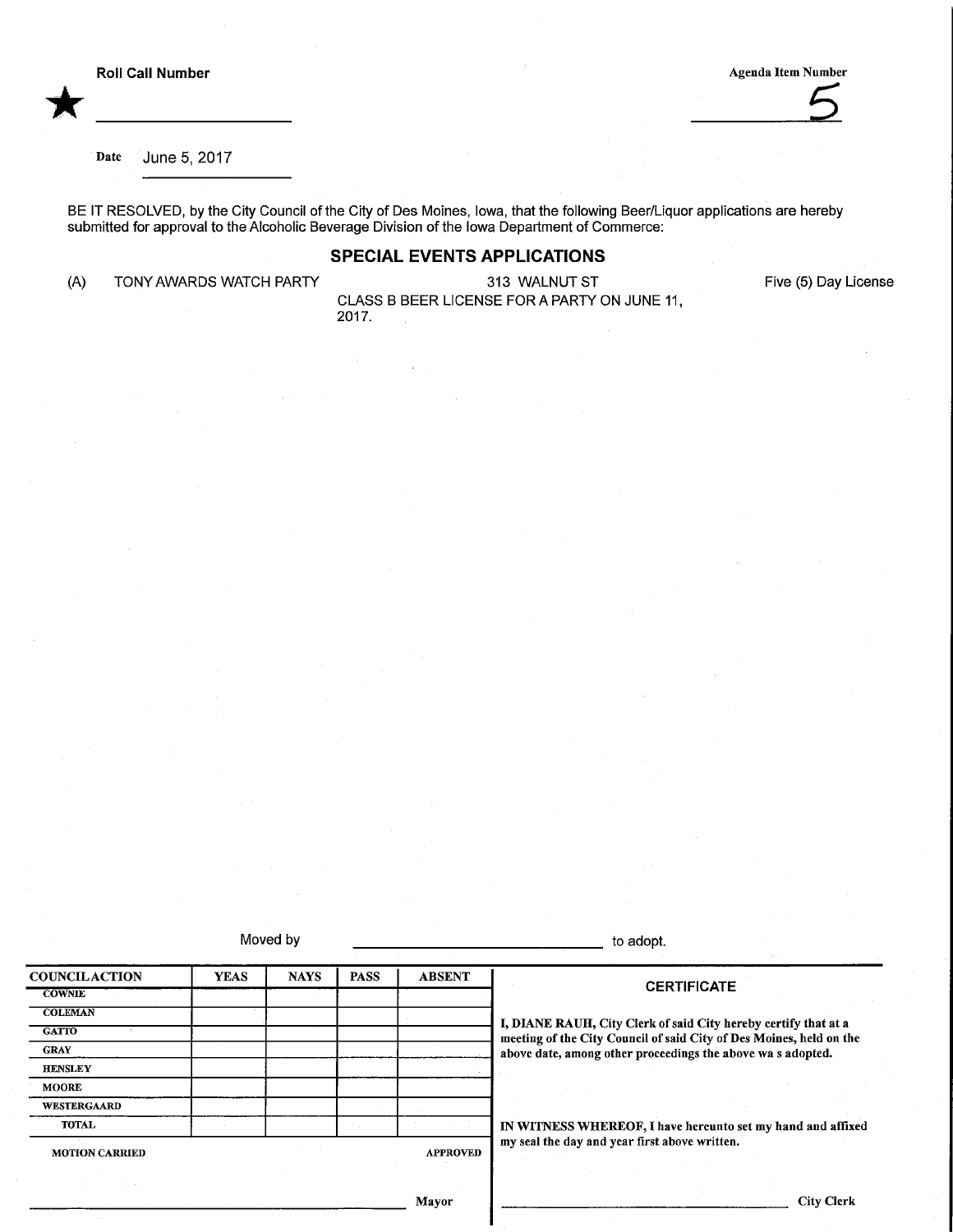**Roll Call Number**

★ ____________________

**Agenda Item Number**

5

**Date** June 5, 2017

BE IT RESOLVED, by the City Council of the City of Des Moines, Iowa, that the following Beer/Liquor applications are hereby submitted for approval to the Alcoholic Beverage Division of the Iowa Department of Commerce:

## SPECIAL EVENTS APPLICATIONS

(A) TONY AWARDS WATCH PARTY — 313 WALNUT ST — CLASS B BEER LICENSE FOR A PARTY ON JUNE 11, 2017. — Five (5) Day License

Moved by ____________________ to adopt.

| COUNCIL ACTION | YEAS | NAYS | PASS | ABSENT |
|---|---|---|---|---|
| COWNIE | | | | |
| COLEMAN | | | | |
| GATTO | | | | |
| GRAY | | | | |
| HENSLEY | | | | |
| MOORE | | | | |
| WESTERGAARD | | | | |
| TOTAL | | | | |
| MOTION CARRIED | | | | APPROVED |

____________________ Mayor

**CERTIFICATE**

**I, DIANE RAUH, City Clerk of said City hereby certify that at a meeting of the City Council of said City of Des Moines, held on the above date, among other proceedings the above wa s adopted.**

**IN WITNESS WHEREOF, I have hereunto set my hand and affixed my seal the day and year first above written.**

____________________ City Clerk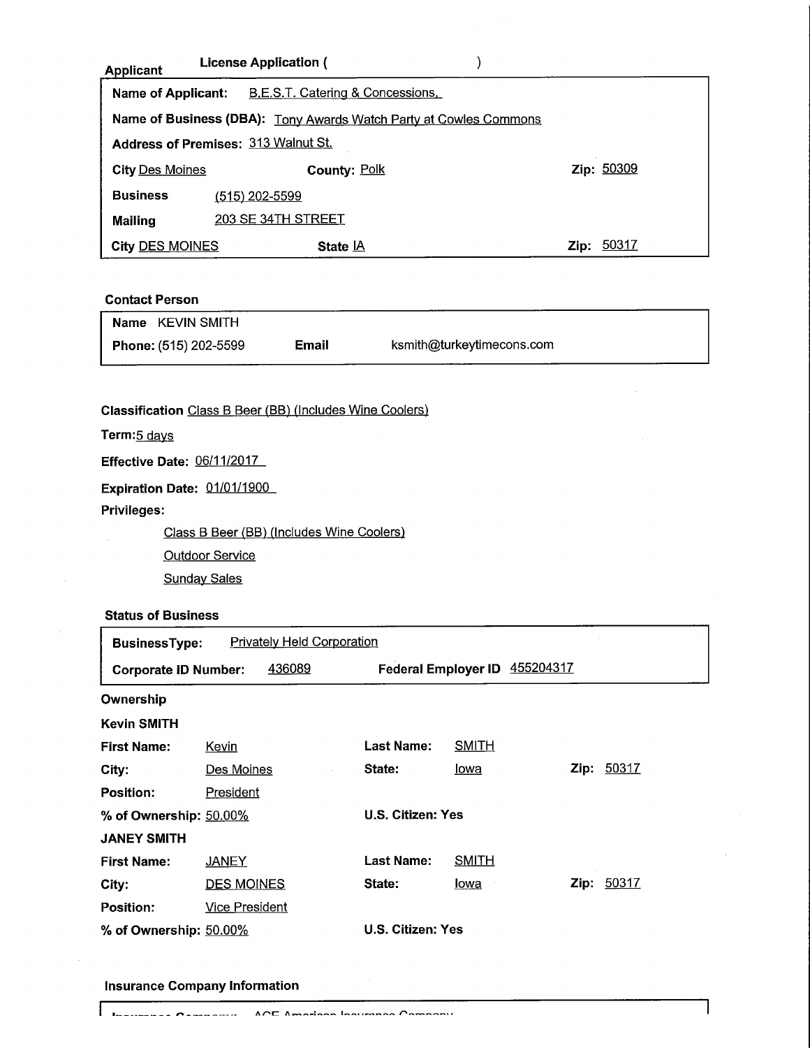**Applicant** **License Application (** **)**

| | | | |
|---|---|---|---|
| **Name of Applicant:** | B.E.S.T. Catering & Concessions, | | |
| **Name of Business (DBA):** | Tony Awards Watch Party at Cowles Commons | | |
| **Address of Premises:** | 313 Walnut St. | | |
| **City** Des Moines | **County:** Polk | | **Zip:** 50309 |
| **Business** | (515) 202-5599 | | |
| **Mailing** | 203 SE 34TH STREET | | |
| **City** DES MOINES | **State** IA | | **Zip:** 50317 |

**Contact Person**

| | | |
|---|---|---|
| **Name** KEVIN SMITH | | |
| **Phone:** (515) 202-5599 | **Email** | ksmith@turkeytimecons.com |

**Classification** Class B Beer (BB) (Includes Wine Coolers)

**Term:** 5 days

**Effective Date:** 06/11/2017

**Expiration Date:** 01/01/1900

**Privileges:**

- Class B Beer (BB) (Includes Wine Coolers)
- Outdoor Service
- Sunday Sales

**Status of Business**

| | | | |
|---|---|---|---|
| **BusinessType:** | Privately Held Corporation | | |
| **Corporate ID Number:** | 436089 | **Federal Employer ID** | 455204317 |

**Ownership**

**Kevin SMITH**

| | | | | | |
|---|---|---|---|---|---|
| **First Name:** | Kevin | **Last Name:** | SMITH | | |
| **City:** | Des Moines | **State:** | Iowa | **Zip:** | 50317 |
| **Position:** | President | | | | |
| **% of Ownership:** | 50.00% | **U.S. Citizen:** | Yes | | |

**JANEY SMITH**

| | | | | | |
|---|---|---|---|---|---|
| **First Name:** | JANEY | **Last Name:** | SMITH | | |
| **City:** | DES MOINES | **State:** | Iowa | **Zip:** | 50317 |
| **Position:** | Vice President | | | | |
| **% of Ownership:** | 50.00% | **U.S. Citizen:** | Yes | | |

**Insurance Company Information**

**Insurance Company:** ACE American Insurance Company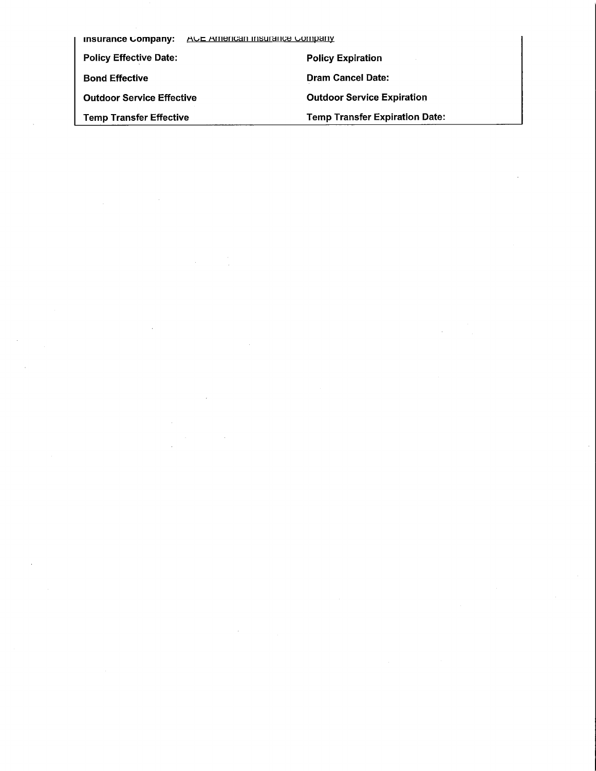**Insurance Company:** ACE American Insurance Company

| | |
|---|---|
| **Policy Effective Date:** | **Policy Expiration** |
| **Bond Effective** | **Dram Cancel Date:** |
| **Outdoor Service Effective** | **Outdoor Service Expiration** |
| **Temp Transfer Effective** | **Temp Transfer Expiration Date:** |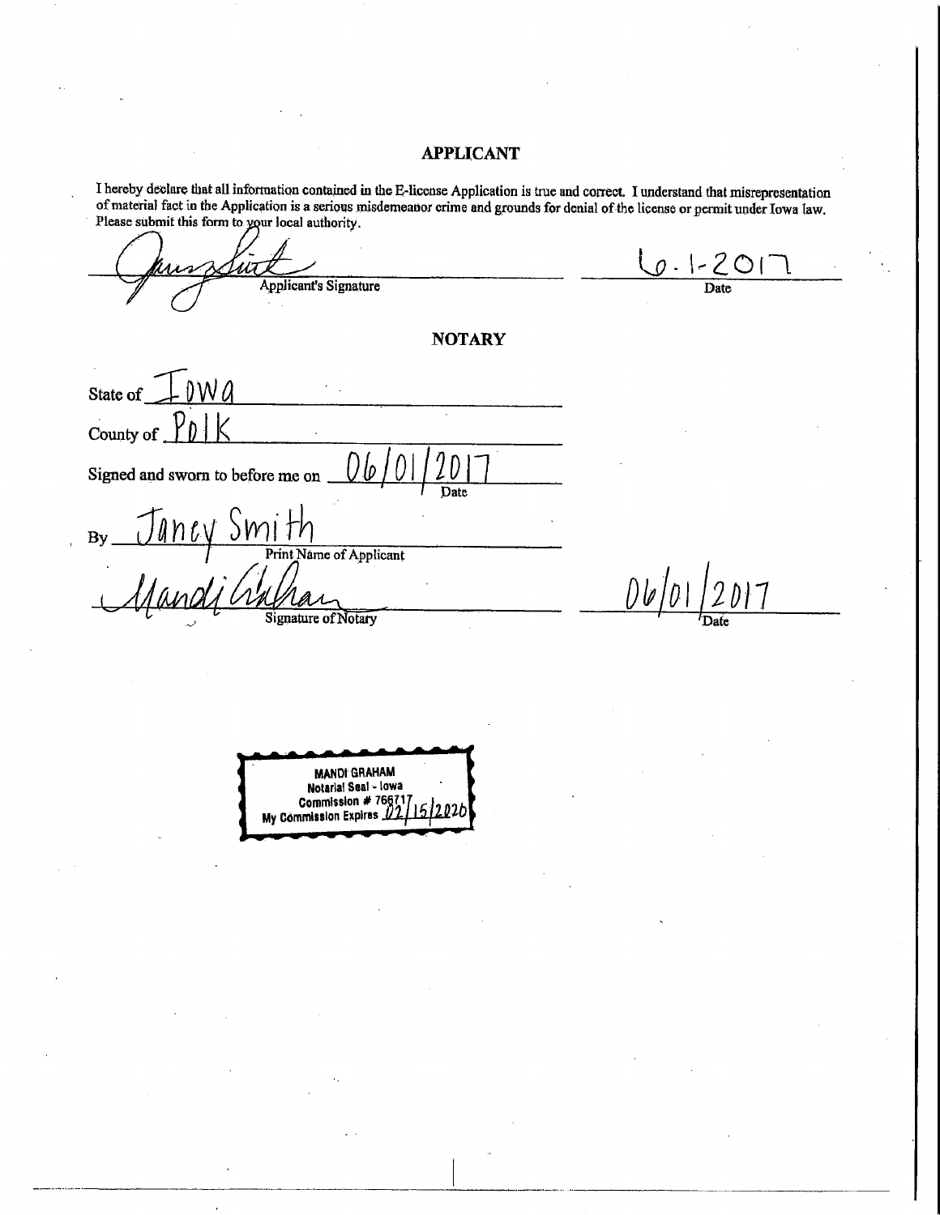## APPLICANT

I hereby declare that all information contained in the E-license Application is true and correct. I understand that misrepresentation of material fact in the Application is a serious misdemeanor crime and grounds for denial of the license or permit under Iowa law. Please submit this form to your local authority.

[Signature] Applicant's Signature

6-1-2017 Date

## NOTARY

State of Iowa

County of Polk

Signed and sworn to before me on 06/01/2017 Date

By Janey Smith Print Name of Applicant

[Signature] Signature of Notary

06/01/2017 Date

MANDI GRAHAM
Notarial Seal - Iowa
Commission # 766717
My Commission Expires 02/15/2020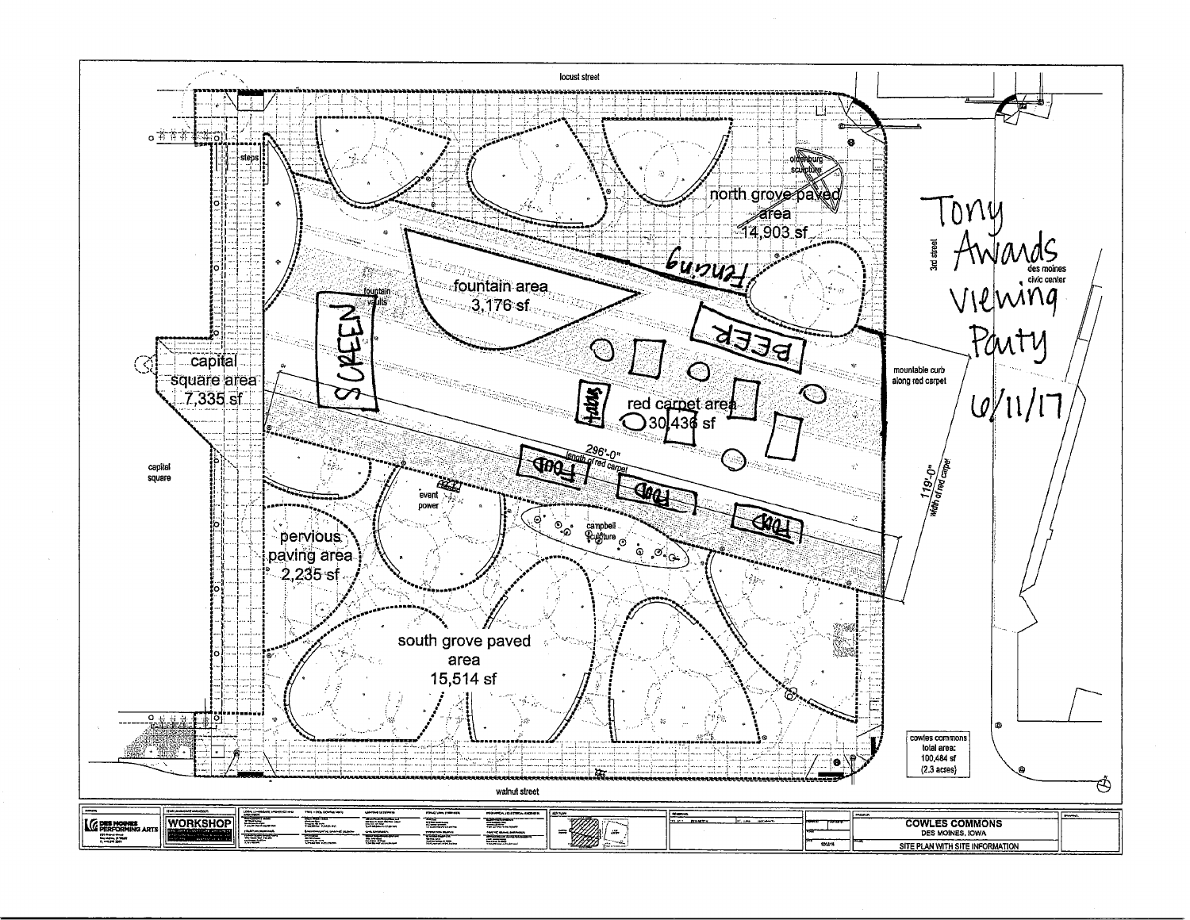locust street

steps

oldenburg sculpture

north grove paved area
14,903 sf

Fencing

fountain vaults

fountain area
3,176 sf

SCREEN

BEER

capital square area
7,335 sf

capital square

red carpet area
30,436 sf

Tables

296'-0"
length of red carpet

FOOD

FOOD

FOOD

event power

campbell sculpture

mountable curb along red carpet

119'-0"
width of red carpet

pervious paving area
2,235 sf

south grove paved area
15,514 sf

3rd street

des moines civic center

Tony Awards Viewing Party 6/11/17

cowles commons total area:
100,484 sf
(2.3 acres)

walnut street

DES MOINES PERFORMING ARTS

WORKSHOP

COWLES COMMONS
DES MOINES, IOWA

SITE PLAN WITH SITE INFORMATION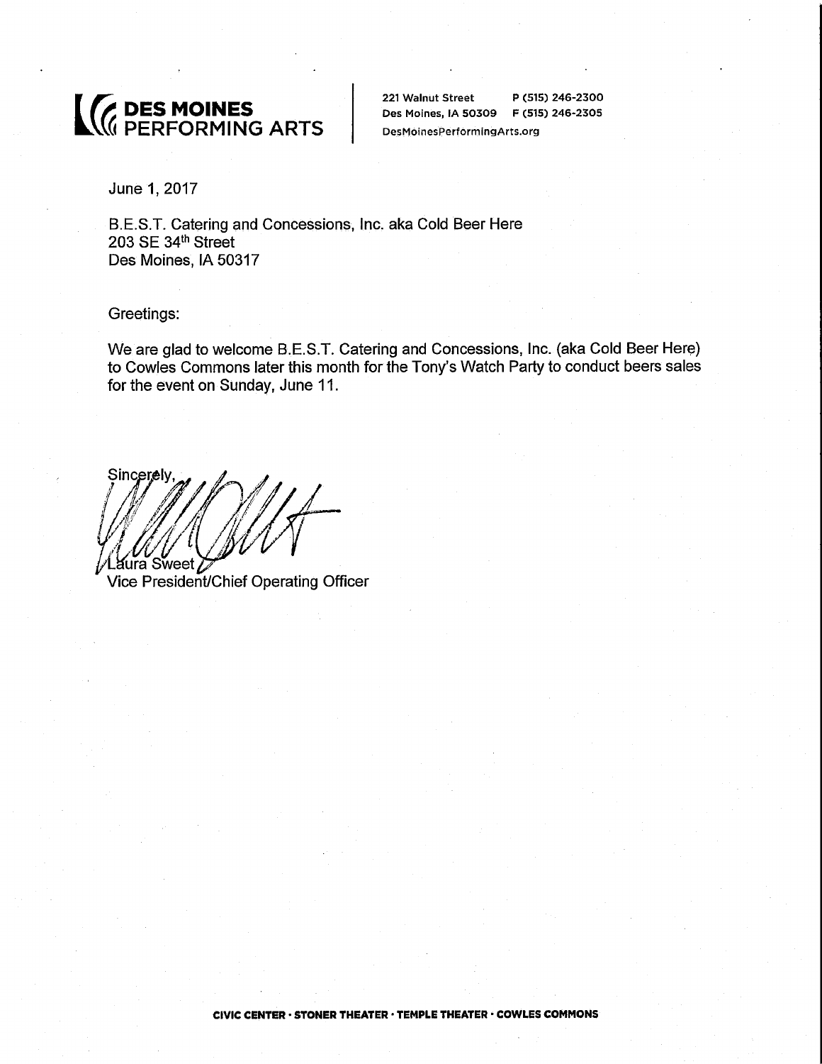**DES MOINES PERFORMING ARTS**

221 Walnut Street
Des Moines, IA 50309
P (515) 246-2300
F (515) 246-2305
DesMoinesPerformingArts.org

June 1, 2017

B.E.S.T. Catering and Concessions, Inc. aka Cold Beer Here
203 SE 34th Street
Des Moines, IA 50317

Greetings:

We are glad to welcome B.E.S.T. Catering and Concessions, Inc. (aka Cold Beer Here) to Cowles Commons later this month for the Tony's Watch Party to conduct beers sales for the event on Sunday, June 11.

Sincerely,

Laura Sweet
Vice President/Chief Operating Officer

CIVIC CENTER · STONER THEATER · TEMPLE THEATER · COWLES COMMONS